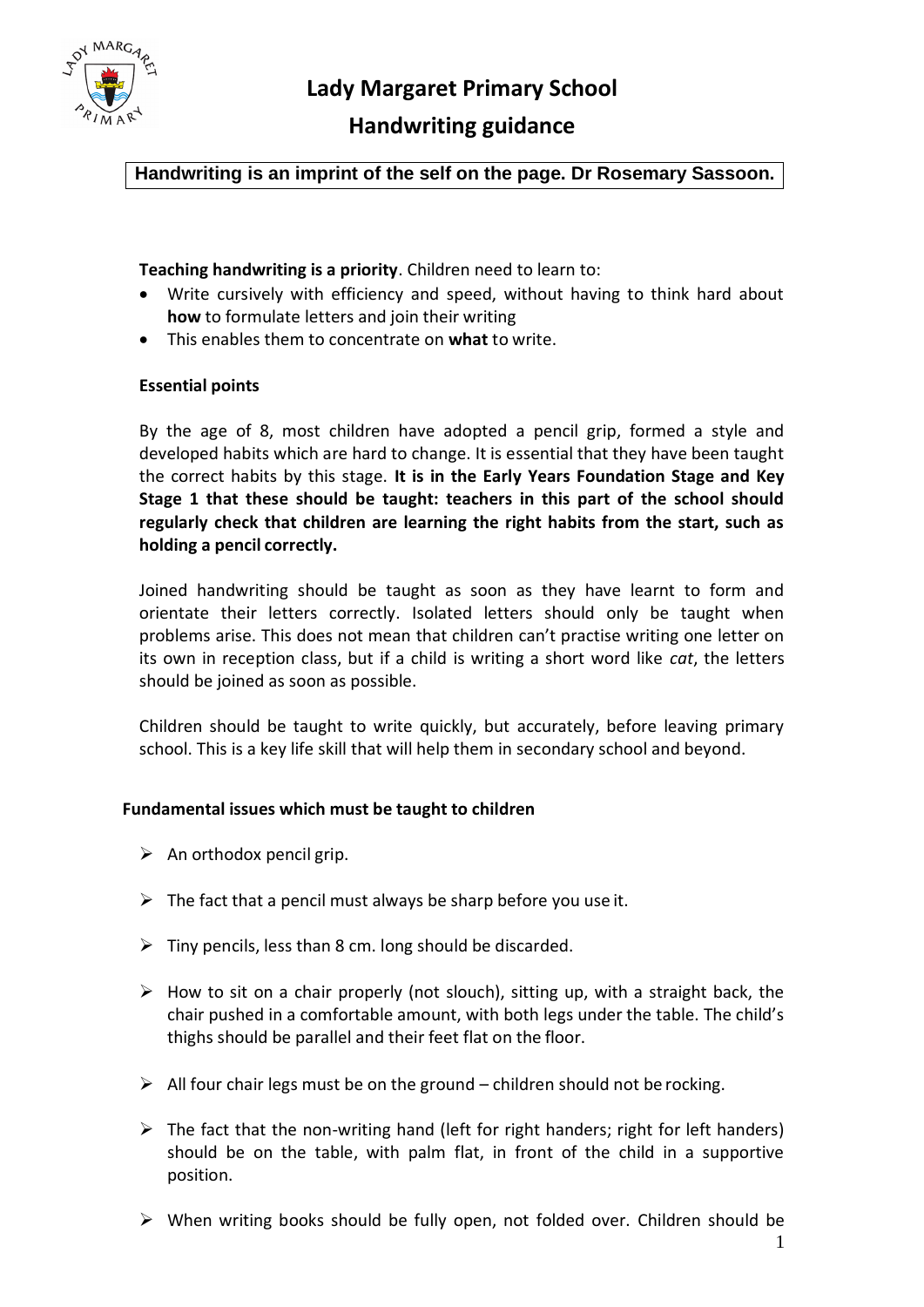# Lady Margaret Primary School

## Handwriting guidance

**Handwriting is an imprint of the self on the page. Dr Rosemary Sassoon.**

**Teaching handwriting is a priority**. Children need to learn to:

- Write cursively with efficiency and speed, without having to think hard about **how** to formulate letters and join their writing
- This enables them to concentrate on **what** to write.

### Essential points

By the age of 8, most children have adopted a pencil grip, formed a style and developed habits which are hard to change. It is essential that they have been taught the correct habits by this stage. **It is in the Early Years Foundation Stage and Key Stage 1 that these should be taught: teachers in this part of the school should regularly check that children are learning the right habits from the start, such as holding a pencil correctly.**

Joined handwriting should be taught as soon as they have learnt to form and orientate their letters correctly. Isolated letters should only be taught when problems arise. This does not mean that children can't practise writing one letter on its own in reception class, but if a child is writing a short word like *cat*, the letters should be joined as soon as possible.

Children should be taught to write quickly, but accurately, before leaving primary school. This is a key life skill that will help them in secondary school and beyond.

### Fundamental issues which must be taught to children

- An orthodox pencil grip.
- The fact that a pencil must always be sharp before you use it.
- Tiny pencils, less than 8 cm. long should be discarded.
- How to sit on a chair properly (not slouch), sitting up, with a straight back, the chair pushed in a comfortable amount, with both legs under the table. The child's thighs should be parallel and their feet flat on the floor.
- All four chair legs must be on the ground – children should not be rocking.
- The fact that the non-writing hand (left for right handers; right for left handers) should be on the table, with palm flat, in front of the child in a supportive position.
- When writing books should be fully open, not folded over. Children should be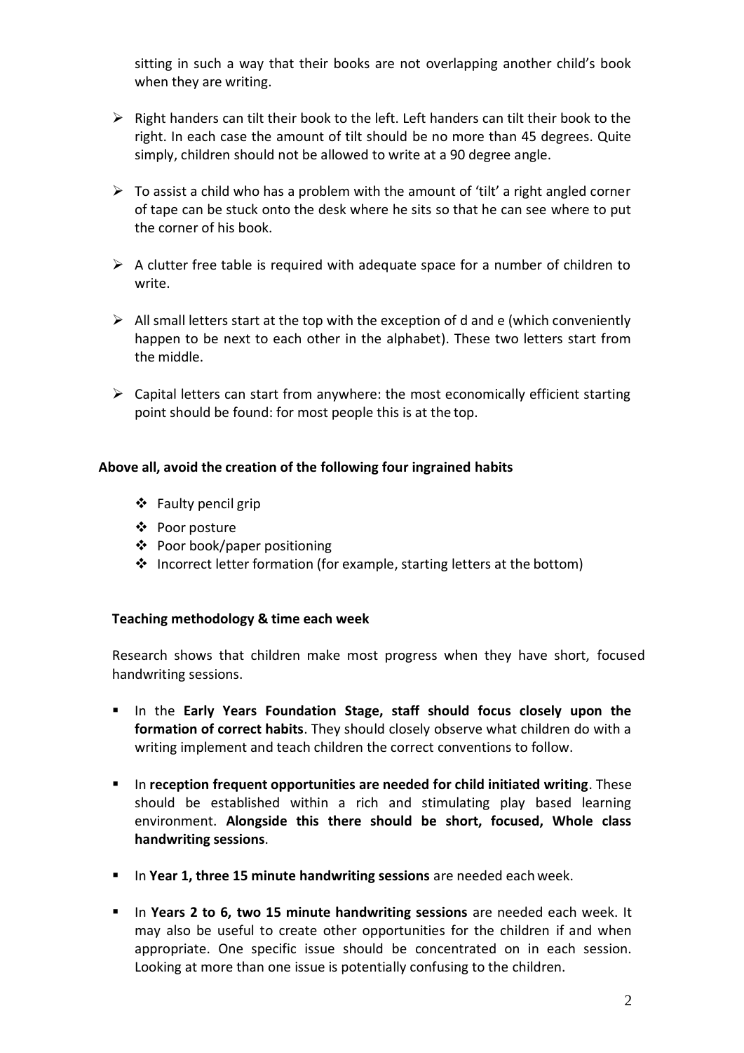sitting in such a way that their books are not overlapping another child's book when they are writing.

- Right handers can tilt their book to the left. Left handers can tilt their book to the right. In each case the amount of tilt should be no more than 45 degrees. Quite simply, children should not be allowed to write at a 90 degree angle.

- To assist a child who has a problem with the amount of 'tilt' a right angled corner of tape can be stuck onto the desk where he sits so that he can see where to put the corner of his book.

- A clutter free table is required with adequate space for a number of children to write.

- All small letters start at the top with the exception of d and e (which conveniently happen to be next to each other in the alphabet). These two letters start from the middle.

- Capital letters can start from anywhere: the most economically efficient starting point should be found: for most people this is at the top.

**Above all, avoid the creation of the following four ingrained habits**

- Faulty pencil grip
- Poor posture
- Poor book/paper positioning
- Incorrect letter formation (for example, starting letters at the bottom)

**Teaching methodology & time each week**

Research shows that children make most progress when they have short, focused handwriting sessions.

- In the **Early Years Foundation Stage, staff should focus closely upon the formation of correct habits**. They should closely observe what children do with a writing implement and teach children the correct conventions to follow.

- In **reception frequent opportunities are needed for child initiated writing**. These should be established within a rich and stimulating play based learning environment. **Alongside this there should be short, focused, Whole class handwriting sessions**.

- In **Year 1, three 15 minute handwriting sessions** are needed each week.

- In **Years 2 to 6, two 15 minute handwriting sessions** are needed each week. It may also be useful to create other opportunities for the children if and when appropriate. One specific issue should be concentrated on in each session. Looking at more than one issue is potentially confusing to the children.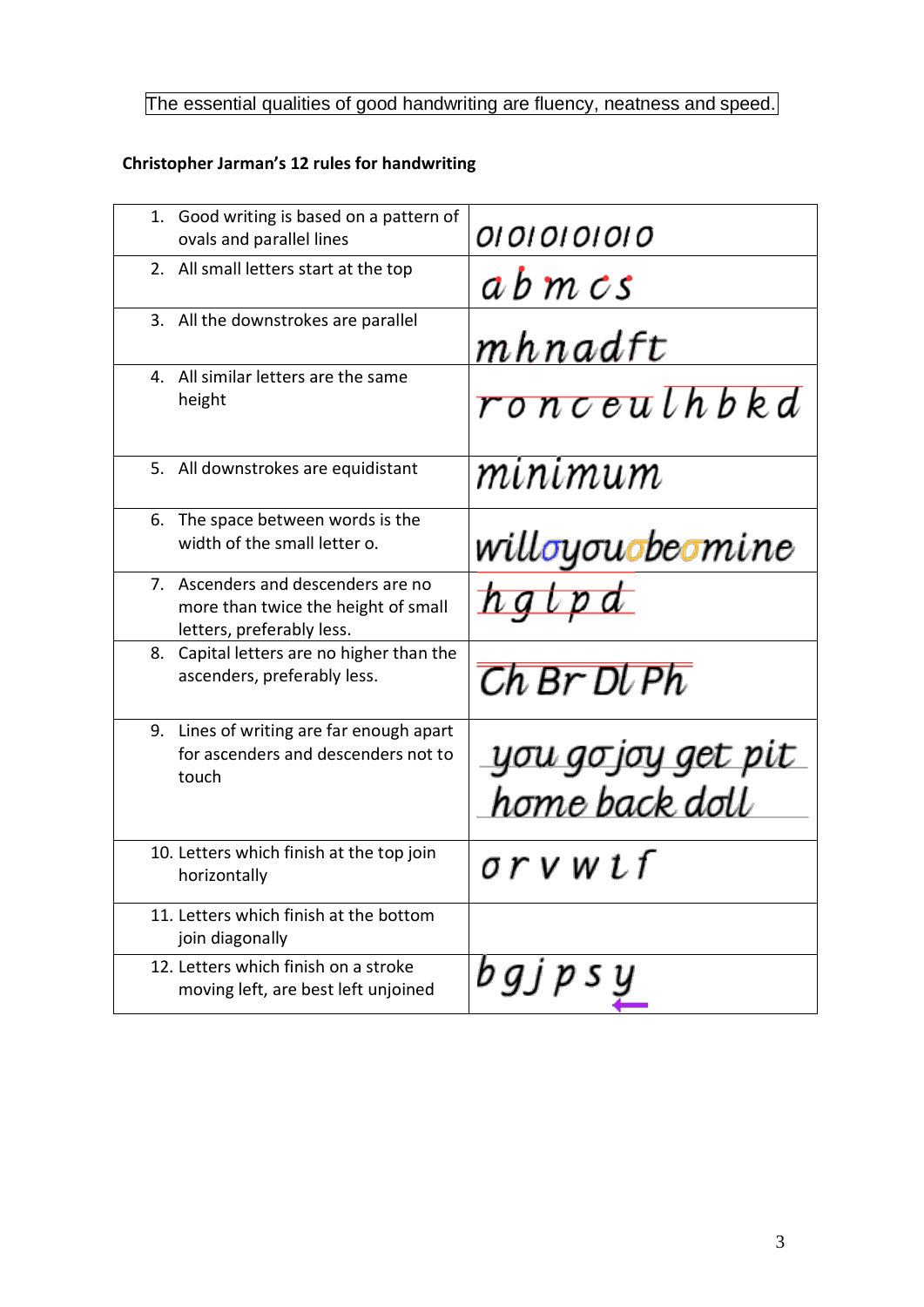The essential qualities of good handwriting are fluency, neatness and speed.

**Christopher Jarman's 12 rules for handwriting**

| Rule | Example |
|---|---|
| 1. Good writing is based on a pattern of ovals and parallel lines | 0I0I0I0I0I0 |
| 2. All small letters start at the top | a b m c s |
| 3. All the downstrokes are parallel | mhnadft |
| 4. All similar letters are the same height | r o n c e u l h b k d |
| 5. All downstrokes are equidistant | minimum |
| 6. The space between words is the width of the small letter o. | willoyouobeomine |
| 7. Ascenders and descenders are no more than twice the height of small letters, preferably less. | h g l p d |
| 8. Capital letters are no higher than the ascenders, preferably less. | Ch Br Dl Ph |
| 9. Lines of writing are far enough apart for ascenders and descenders not to touch | you go joy get pit<br>home back doll |
| 10. Letters which finish at the top join horizontally | o r v w t f |
| 11. Letters which finish at the bottom join diagonally | |
| 12. Letters which finish on a stroke moving left, are best left unjoined | b g j p s y |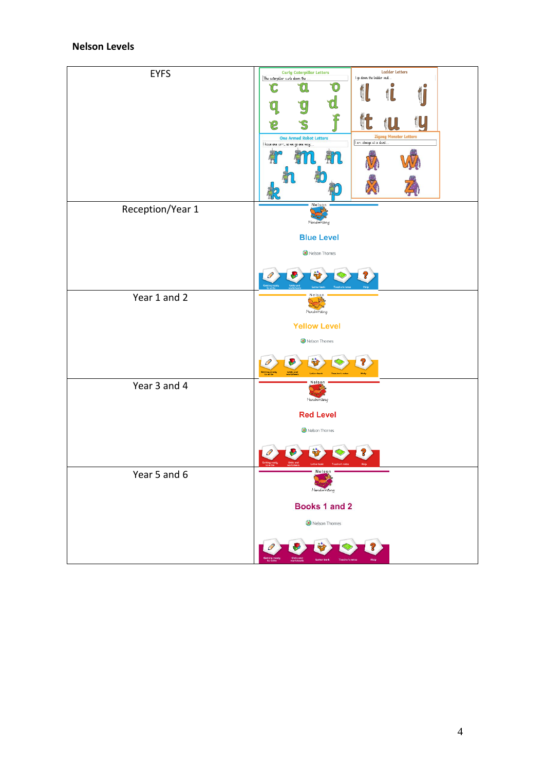**Nelson Levels**

| EYFS | Curly Caterpillar Letters<br>The caterpillar curls down the...<br>c a o q g d e s f<br>Ladder Letters<br>I go down the ladder and...<br>l i j t u y<br>One Armed Robot Letters<br>I have one arm, so we go one way...<br>r m n h b k p<br>Zigzag Monster Letters<br>I am always at a slant...<br>v w x z |
|---|---|
| Reception/Year 1 | Nelson Handwriting<br>Blue Level<br>Nelson Thornes<br>Getting ready to write · Units and worksheets · Letter bank · Teacher's notes · Help |
| Year 1 and 2 | Nelson Handwriting<br>Yellow Level<br>Nelson Thornes<br>Getting ready to write · Units and worksheets · Letter bank · Teacher's notes · Help |
| Year 3 and 4 | Nelson Handwriting<br>Red Level<br>Nelson Thornes<br>Getting ready to write · Units and worksheets · Letter bank · Teacher's notes · Help |
| Year 5 and 6 | Nelson Handwriting<br>Books 1 and 2<br>Nelson Thornes<br>Getting ready to write · Units and worksheets · Letter bank · Teacher's notes · Help |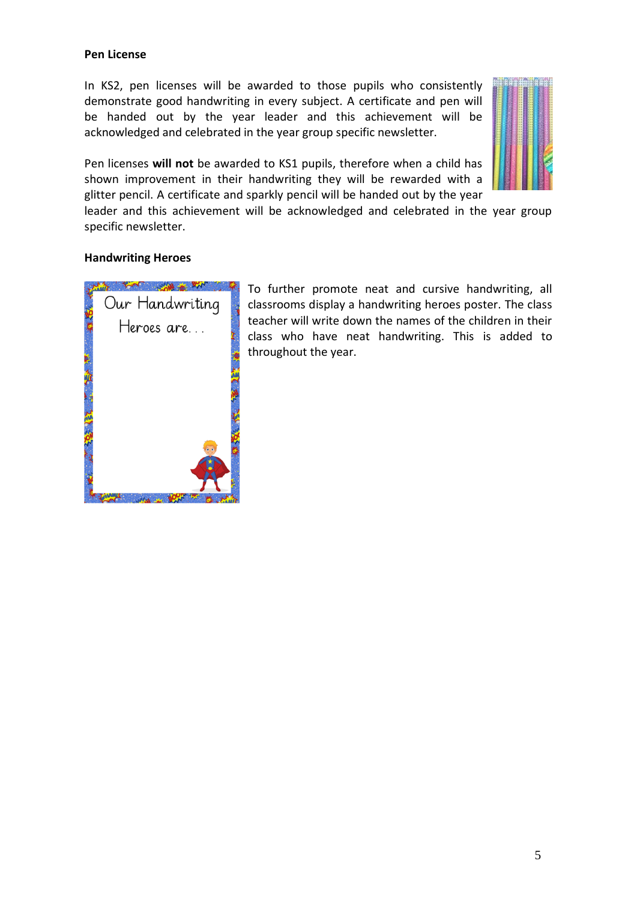**Pen License**

In KS2, pen licenses will be awarded to those pupils who consistently demonstrate good handwriting in every subject. A certificate and pen will be handed out by the year leader and this achievement will be acknowledged and celebrated in the year group specific newsletter.

Pen licenses **will not** be awarded to KS1 pupils, therefore when a child has shown improvement in their handwriting they will be rewarded with a glitter pencil. A certificate and sparkly pencil will be handed out by the year leader and this achievement will be acknowledged and celebrated in the year group specific newsletter.

**Handwriting Heroes**

To further promote neat and cursive handwriting, all classrooms display a handwriting heroes poster. The class teacher will write down the names of the children in their class who have neat handwriting. This is added to throughout the year.